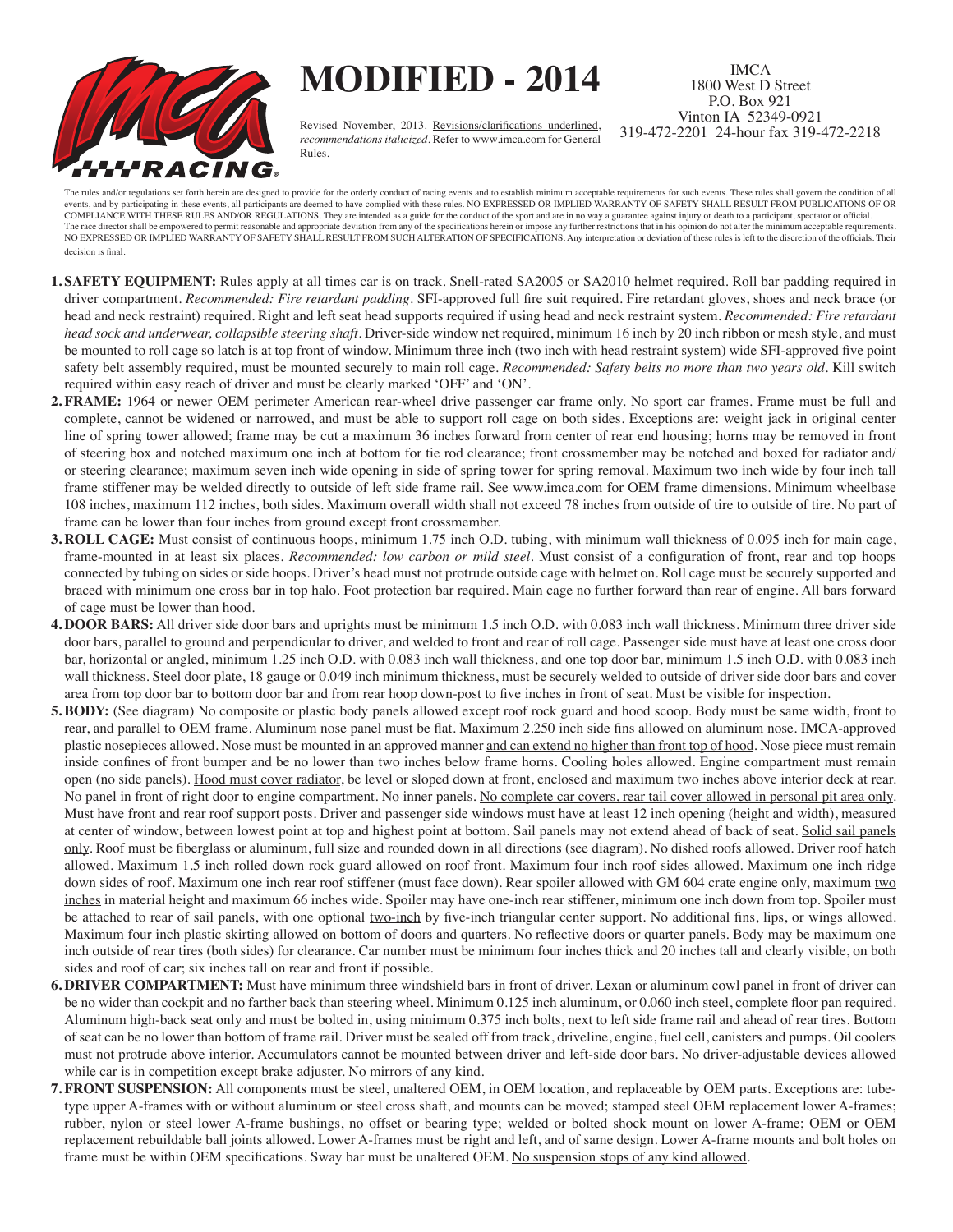# MODIFIED - 2014

Revised November, 2013. <u>Revisions/clarifications underlined</u>, *recommendations italicized*. Refer to www.imca.com for General Rules.

IMCA
1800 West D Street
P.O. Box 921
Vinton IA 52349-0921
319-472-2201 24-hour fax 319-472-2218

The rules and/or regulations set forth herein are designed to provide for the orderly conduct of racing events and to establish minimum acceptable requirements for such events. These rules shall govern the condition of all events, and by participating in these events, all participants are deemed to have complied with these rules. NO EXPRESSED OR IMPLIED WARRANTY OF SAFETY SHALL RESULT FROM PUBLICATIONS OF OR COMPLIANCE WITH THESE RULES AND/OR REGULATIONS. They are intended as a guide for the conduct of the sport and are in no way a guarantee against injury or death to a participant, spectator or official. The race director shall be empowered to permit reasonable and appropriate deviation from any of the specifications herein or impose any further restrictions that in his opinion do not alter the minimum acceptable requirements. NO EXPRESSED OR IMPLIED WARRANTY OF SAFETY SHALL RESULT FROM SUCH ALTERATION OF SPECIFICATIONS. Any interpretation or deviation of these rules is left to the discretion of the officials. Their decision is final.

1. **SAFETY EQUIPMENT:** Rules apply at all times car is on track. Snell-rated SA2005 or SA2010 helmet required. Roll bar padding required in driver compartment. *Recommended: Fire retardant padding*. SFI-approved full fire suit required. Fire retardant gloves, shoes and neck brace (or head and neck restraint) required. Right and left seat head supports required if using head and neck restraint system. *Recommended: Fire retardant head sock and underwear, collapsible steering shaft*. Driver-side window net required, minimum 16 inch by 20 inch ribbon or mesh style, and must be mounted to roll cage so latch is at top front of window. Minimum three inch (two inch with head restraint system) wide SFI-approved five point safety belt assembly required, must be mounted securely to main roll cage. *Recommended: Safety belts no more than two years old*. Kill switch required within easy reach of driver and must be clearly marked 'OFF' and 'ON'.
2. **FRAME:** 1964 or newer OEM perimeter American rear-wheel drive passenger car frame only. No sport car frames. Frame must be full and complete, cannot be widened or narrowed, and must be able to support roll cage on both sides. Exceptions are: weight jack in original center line of spring tower allowed; frame may be cut a maximum 36 inches forward from center of rear end housing; horns may be removed in front of steering box and notched maximum one inch at bottom for tie rod clearance; front crossmember may be notched and boxed for radiator and/or steering clearance; maximum seven inch wide opening in side of spring tower for spring removal. Maximum two inch wide by four inch tall frame stiffener may be welded directly to outside of left side frame rail. See www.imca.com for OEM frame dimensions. Minimum wheelbase 108 inches, maximum 112 inches, both sides. Maximum overall width shall not exceed 78 inches from outside of tire to outside of tire. No part of frame can be lower than four inches from ground except front crossmember.
3. **ROLL CAGE:** Must consist of continuous hoops, minimum 1.75 inch O.D. tubing, with minimum wall thickness of 0.095 inch for main cage, frame-mounted in at least six places. *Recommended: low carbon or mild steel*. Must consist of a configuration of front, rear and top hoops connected by tubing on sides or side hoops. Driver's head must not protrude outside cage with helmet on. Roll cage must be securely supported and braced with minimum one cross bar in top halo. Foot protection bar required. Main cage no further forward than rear of engine. All bars forward of cage must be lower than hood.
4. **DOOR BARS:** All driver side door bars and uprights must be minimum 1.5 inch O.D. with 0.083 inch wall thickness. Minimum three driver side door bars, parallel to ground and perpendicular to driver, and welded to front and rear of roll cage. Passenger side must have at least one cross door bar, horizontal or angled, minimum 1.25 inch O.D. with 0.083 inch wall thickness, and one top door bar, minimum 1.5 inch O.D. with 0.083 inch wall thickness. Steel door plate, 18 gauge or 0.049 inch minimum thickness, must be securely welded to outside of driver side door bars and cover area from top door bar to bottom door bar and from rear hoop down-post to five inches in front of seat. Must be visible for inspection.
5. **BODY:** (See diagram) No composite or plastic body panels allowed except roof rock guard and hood scoop. Body must be same width, front to rear, and parallel to OEM frame. Aluminum nose panel must be flat. Maximum 2.250 inch side fins allowed on aluminum nose. IMCA-approved plastic nosepieces allowed. Nose must be mounted in an approved manner <u>and can extend no higher than front top of hood</u>. Nose piece must remain inside confines of front bumper and be no lower than two inches below frame horns. Cooling holes allowed. Engine compartment must remain open (no side panels). <u>Hood must cover radiator</u>, be level or sloped down at front, enclosed and maximum two inches above interior deck at rear. No panel in front of right door to engine compartment. No inner panels. <u>No complete car covers, rear tail cover allowed in personal pit area only</u>. Must have front and rear roof support posts. Driver and passenger side windows must have at least 12 inch opening (height and width), measured at center of window, between lowest point at top and highest point at bottom. Sail panels may not extend ahead of back of seat. <u>Solid sail panels only</u>. Roof must be fiberglass or aluminum, full size and rounded down in all directions (see diagram). No dished roofs allowed. Driver roof hatch allowed. Maximum 1.5 inch rolled down rock guard allowed on roof front. Maximum four inch roof sides allowed. Maximum one inch ridge down sides of roof. Maximum one inch rear roof stiffener (must face down). Rear spoiler allowed with GM 604 crate engine only, maximum <u>two inches</u> in material height and maximum 66 inches wide. Spoiler may have one-inch rear stiffener, minimum one inch down from top. Spoiler must be attached to rear of sail panels, with one optional <u>two-inch</u> by five-inch triangular center support. No additional fins, lips, or wings allowed. Maximum four inch plastic skirting allowed on bottom of doors and quarters. No reflective doors or quarter panels. Body may be maximum one inch outside of rear tires (both sides) for clearance. Car number must be minimum four inches thick and 20 inches tall and clearly visible, on both sides and roof of car; six inches tall on rear and front if possible.
6. **DRIVER COMPARTMENT:** Must have minimum three windshield bars in front of driver. Lexan or aluminum cowl panel in front of driver can be no wider than cockpit and no farther back than steering wheel. Minimum 0.125 inch aluminum, or 0.060 inch steel, complete floor pan required. Aluminum high-back seat only and must be bolted in, using minimum 0.375 inch bolts, next to left side frame rail and ahead of rear tires. Bottom of seat can be no lower than bottom of frame rail. Driver must be sealed off from track, driveline, engine, fuel cell, canisters and pumps. Oil coolers must not protrude above interior. Accumulators cannot be mounted between driver and left-side door bars. No driver-adjustable devices allowed while car is in competition except brake adjuster. No mirrors of any kind.
7. **FRONT SUSPENSION:** All components must be steel, unaltered OEM, in OEM location, and replaceable by OEM parts. Exceptions are: tube-type upper A-frames with or without aluminum or steel cross shaft, and mounts can be moved; stamped steel OEM replacement lower A-frames; rubber, nylon or steel lower A-frame bushings, no offset or bearing type; welded or bolted shock mount on lower A-frame; OEM or OEM replacement rebuildable ball joints allowed. Lower A-frames must be right and left, and of same design. Lower A-frame mounts and bolt holes on frame must be within OEM specifications. Sway bar must be unaltered OEM. <u>No suspension stops of any kind allowed</u>.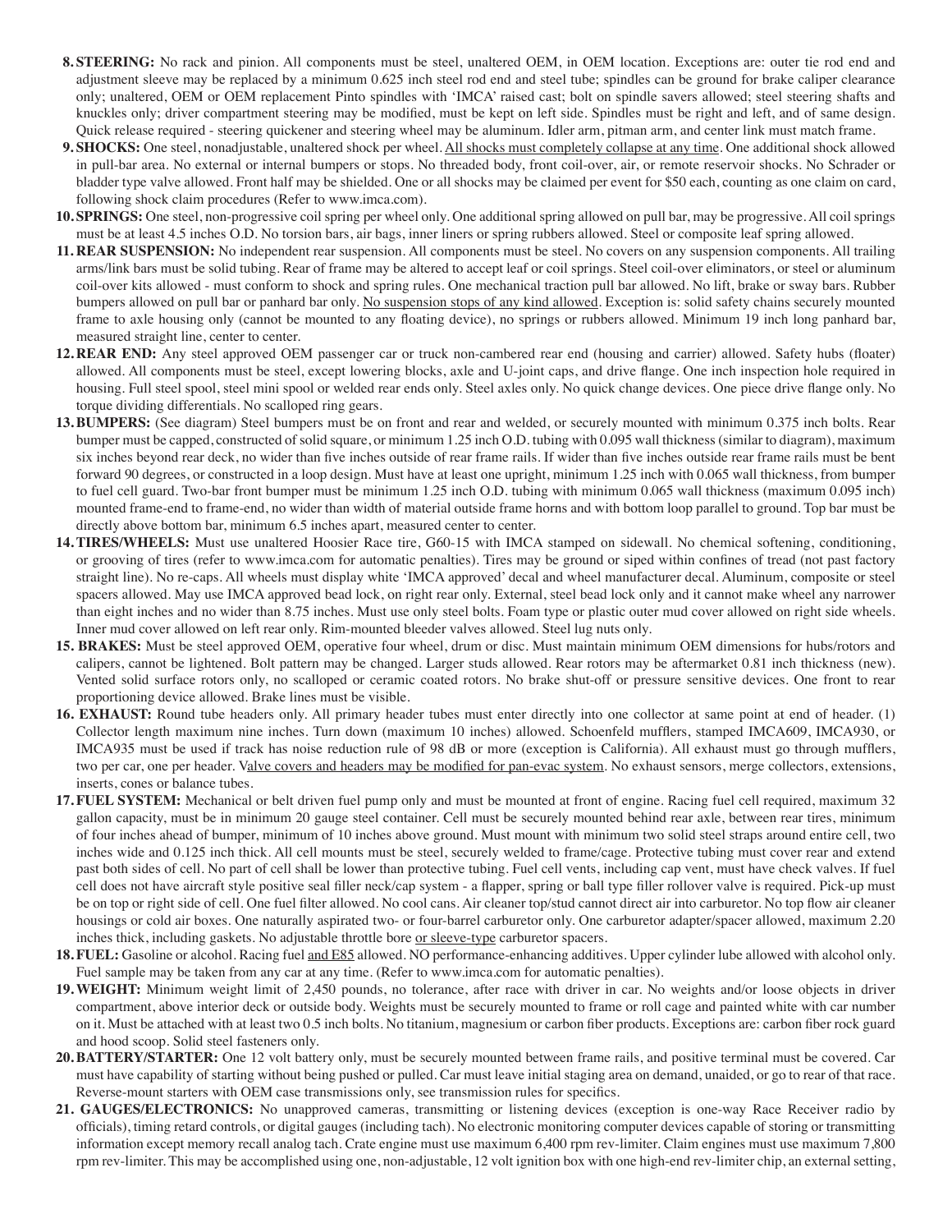8. **STEERING:** No rack and pinion. All components must be steel, unaltered OEM, in OEM location. Exceptions are: outer tie rod end and adjustment sleeve may be replaced by a minimum 0.625 inch steel rod end and steel tube; spindles can be ground for brake caliper clearance only; unaltered, OEM or OEM replacement Pinto spindles with 'IMCA' raised cast; bolt on spindle savers allowed; steel steering shafts and knuckles only; driver compartment steering may be modified, must be kept on left side. Spindles must be right and left, and of same design. Quick release required - steering quickener and steering wheel may be aluminum. Idler arm, pitman arm, and center link must match frame.

9. **SHOCKS:** One steel, nonadjustable, unaltered shock per wheel. All shocks must completely collapse at any time. One additional shock allowed in pull-bar area. No external or internal bumpers or stops. No threaded body, front coil-over, air, or remote reservoir shocks. No Schrader or bladder type valve allowed. Front half may be shielded. One or all shocks may be claimed per event for $50 each, counting as one claim on card, following shock claim procedures (Refer to www.imca.com).

10. **SPRINGS:** One steel, non-progressive coil spring per wheel only. One additional spring allowed on pull bar, may be progressive. All coil springs must be at least 4.5 inches O.D. No torsion bars, air bags, inner liners or spring rubbers allowed. Steel or composite leaf spring allowed.

11. **REAR SUSPENSION:** No independent rear suspension. All components must be steel. No covers on any suspension components. All trailing arms/link bars must be solid tubing. Rear of frame may be altered to accept leaf or coil springs. Steel coil-over eliminators, or steel or aluminum coil-over kits allowed - must conform to shock and spring rules. One mechanical traction pull bar allowed. No lift, brake or sway bars. Rubber bumpers allowed on pull bar or panhard bar only. No suspension stops of any kind allowed. Exception is: solid safety chains securely mounted frame to axle housing only (cannot be mounted to any floating device), no springs or rubbers allowed. Minimum 19 inch long panhard bar, measured straight line, center to center.

12. **REAR END:** Any steel approved OEM passenger car or truck non-cambered rear end (housing and carrier) allowed. Safety hubs (floater) allowed. All components must be steel, except lowering blocks, axle and U-joint caps, and drive flange. One inch inspection hole required in housing. Full steel spool, steel mini spool or welded rear ends only. Steel axles only. No quick change devices. One piece drive flange only. No torque dividing differentials. No scalloped ring gears.

13. **BUMPERS:** (See diagram) Steel bumpers must be on front and rear and welded, or securely mounted with minimum 0.375 inch bolts. Rear bumper must be capped, constructed of solid square, or minimum 1.25 inch O.D. tubing with 0.095 wall thickness (similar to diagram), maximum six inches beyond rear deck, no wider than five inches outside of rear frame rails. If wider than five inches outside rear frame rails must be bent forward 90 degrees, or constructed in a loop design. Must have at least one upright, minimum 1.25 inch with 0.065 wall thickness, from bumper to fuel cell guard. Two-bar front bumper must be minimum 1.25 inch O.D. tubing with minimum 0.065 wall thickness (maximum 0.095 inch) mounted frame-end to frame-end, no wider than width of material outside frame horns and with bottom loop parallel to ground. Top bar must be directly above bottom bar, minimum 6.5 inches apart, measured center to center.

14. **TIRES/WHEELS:** Must use unaltered Hoosier Race tire, G60-15 with IMCA stamped on sidewall. No chemical softening, conditioning, or grooving of tires (refer to www.imca.com for automatic penalties). Tires may be ground or siped within confines of tread (not past factory straight line). No re-caps. All wheels must display white 'IMCA approved' decal and wheel manufacturer decal. Aluminum, composite or steel spacers allowed. May use IMCA approved bead lock, on right rear only. External, steel bead lock only and it cannot make wheel any narrower than eight inches and no wider than 8.75 inches. Must use only steel bolts. Foam type or plastic outer mud cover allowed on right side wheels. Inner mud cover allowed on left rear only. Rim-mounted bleeder valves allowed. Steel lug nuts only.

15. **BRAKES:** Must be steel approved OEM, operative four wheel, drum or disc. Must maintain minimum OEM dimensions for hubs/rotors and calipers, cannot be lightened. Bolt pattern may be changed. Larger studs allowed. Rear rotors may be aftermarket 0.81 inch thickness (new). Vented solid surface rotors only, no scalloped or ceramic coated rotors. No brake shut-off or pressure sensitive devices. One front to rear proportioning device allowed. Brake lines must be visible.

16. **EXHAUST:** Round tube headers only. All primary header tubes must enter directly into one collector at same point at end of header. (1) Collector length maximum nine inches. Turn down (maximum 10 inches) allowed. Schoenfeld mufflers, stamped IMCA609, IMCA930, or IMCA935 must be used if track has noise reduction rule of 98 dB or more (exception is California). All exhaust must go through mufflers, two per car, one per header. Valve covers and headers may be modified for pan-evac system. No exhaust sensors, merge collectors, extensions, inserts, cones or balance tubes.

17. **FUEL SYSTEM:** Mechanical or belt driven fuel pump only and must be mounted at front of engine. Racing fuel cell required, maximum 32 gallon capacity, must be in minimum 20 gauge steel container. Cell must be securely mounted behind rear axle, between rear tires, minimum of four inches ahead of bumper, minimum of 10 inches above ground. Must mount with minimum two solid steel straps around entire cell, two inches wide and 0.125 inch thick. All cell mounts must be steel, securely welded to frame/cage. Protective tubing must cover rear and extend past both sides of cell. No part of cell shall be lower than protective tubing. Fuel cell vents, including cap vent, must have check valves. If fuel cell does not have aircraft style positive seal filler neck/cap system - a flapper, spring or ball type filler rollover valve is required. Pick-up must be on top or right side of cell. One fuel filter allowed. No cool cans. Air cleaner top/stud cannot direct air into carburetor. No top flow air cleaner housings or cold air boxes. One naturally aspirated two- or four-barrel carburetor only. One carburetor adapter/spacer allowed, maximum 2.20 inches thick, including gaskets. No adjustable throttle bore or sleeve-type carburetor spacers.

18. **FUEL:** Gasoline or alcohol. Racing fuel and E85 allowed. NO performance-enhancing additives. Upper cylinder lube allowed with alcohol only. Fuel sample may be taken from any car at any time. (Refer to www.imca.com for automatic penalties).

19. **WEIGHT:** Minimum weight limit of 2,450 pounds, no tolerance, after race with driver in car. No weights and/or loose objects in driver compartment, above interior deck or outside body. Weights must be securely mounted to frame or roll cage and painted white with car number on it. Must be attached with at least two 0.5 inch bolts. No titanium, magnesium or carbon fiber products. Exceptions are: carbon fiber rock guard and hood scoop. Solid steel fasteners only.

20. **BATTERY/STARTER:** One 12 volt battery only, must be securely mounted between frame rails, and positive terminal must be covered. Car must have capability of starting without being pushed or pulled. Car must leave initial staging area on demand, unaided, or go to rear of that race. Reverse-mount starters with OEM case transmissions only, see transmission rules for specifics.

21. **GAUGES/ELECTRONICS:** No unapproved cameras, transmitting or listening devices (exception is one-way Race Receiver radio by officials), timing retard controls, or digital gauges (including tach). No electronic monitoring computer devices capable of storing or transmitting information except memory recall analog tach. Crate engine must use maximum 6,400 rpm rev-limiter. Claim engines must use maximum 7,800 rpm rev-limiter. This may be accomplished using one, non-adjustable, 12 volt ignition box with one high-end rev-limiter chip, an external setting,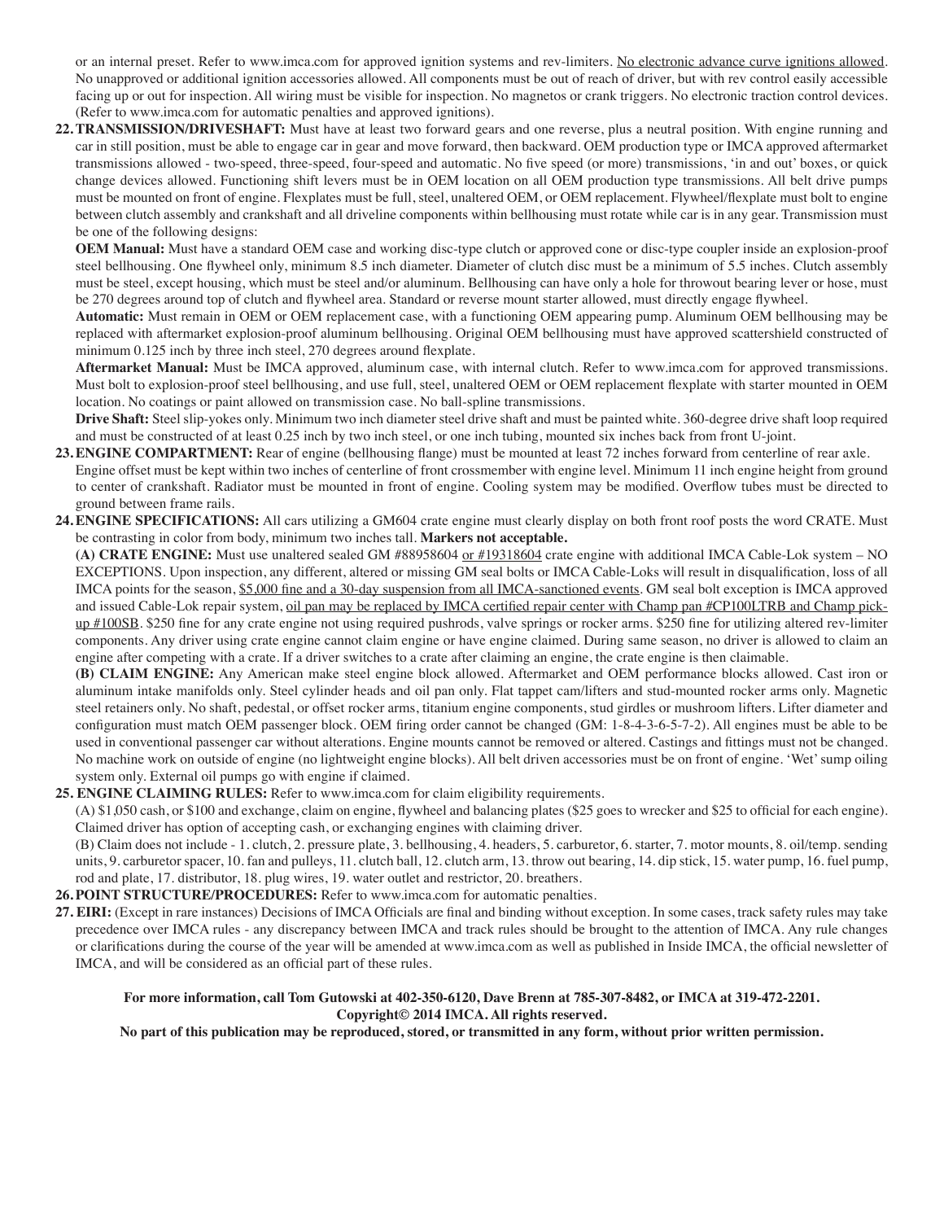or an internal preset. Refer to www.imca.com for approved ignition systems and rev-limiters. No electronic advance curve ignitions allowed. No unapproved or additional ignition accessories allowed. All components must be out of reach of driver, but with rev control easily accessible facing up or out for inspection. All wiring must be visible for inspection. No magnetos or crank triggers. No electronic traction control devices. (Refer to www.imca.com for automatic penalties and approved ignitions).

**22. TRANSMISSION/DRIVESHAFT:** Must have at least two forward gears and one reverse, plus a neutral position. With engine running and car in still position, must be able to engage car in gear and move forward, then backward. OEM production type or IMCA approved aftermarket transmissions allowed - two-speed, three-speed, four-speed and automatic. No five speed (or more) transmissions, 'in and out' boxes, or quick change devices allowed. Functioning shift levers must be in OEM location on all OEM production type transmissions. All belt drive pumps must be mounted on front of engine. Flexplates must be full, steel, unaltered OEM, or OEM replacement. Flywheel/flexplate must bolt to engine between clutch assembly and crankshaft and all driveline components within bellhousing must rotate while car is in any gear. Transmission must be one of the following designs:

**OEM Manual:** Must have a standard OEM case and working disc-type clutch or approved cone or disc-type coupler inside an explosion-proof steel bellhousing. One flywheel only, minimum 8.5 inch diameter. Diameter of clutch disc must be a minimum of 5.5 inches. Clutch assembly must be steel, except housing, which must be steel and/or aluminum. Bellhousing can have only a hole for throwout bearing lever or hose, must be 270 degrees around top of clutch and flywheel area. Standard or reverse mount starter allowed, must directly engage flywheel.

**Automatic:** Must remain in OEM or OEM replacement case, with a functioning OEM appearing pump. Aluminum OEM bellhousing may be replaced with aftermarket explosion-proof aluminum bellhousing. Original OEM bellhousing must have approved scattershield constructed of minimum 0.125 inch by three inch steel, 270 degrees around flexplate.

**Aftermarket Manual:** Must be IMCA approved, aluminum case, with internal clutch. Refer to www.imca.com for approved transmissions. Must bolt to explosion-proof steel bellhousing, and use full, steel, unaltered OEM or OEM replacement flexplate with starter mounted in OEM location. No coatings or paint allowed on transmission case. No ball-spline transmissions.

**Drive Shaft:** Steel slip-yokes only. Minimum two inch diameter steel drive shaft and must be painted white. 360-degree drive shaft loop required and must be constructed of at least 0.25 inch by two inch steel, or one inch tubing, mounted six inches back from front U-joint.

**23. ENGINE COMPARTMENT:** Rear of engine (bellhousing flange) must be mounted at least 72 inches forward from centerline of rear axle. Engine offset must be kept within two inches of centerline of front crossmember with engine level. Minimum 11 inch engine height from ground to center of crankshaft. Radiator must be mounted in front of engine. Cooling system may be modified. Overflow tubes must be directed to ground between frame rails.

**24. ENGINE SPECIFICATIONS:** All cars utilizing a GM604 crate engine must clearly display on both front roof posts the word CRATE. Must be contrasting in color from body, minimum two inches tall. **Markers not acceptable.**

**(A) CRATE ENGINE:** Must use unaltered sealed GM #88958604 or #19318604 crate engine with additional IMCA Cable-Lok system – NO EXCEPTIONS. Upon inspection, any different, altered or missing GM seal bolts or IMCA Cable-Loks will result in disqualification, loss of all IMCA points for the season, $5,000 fine and a 30-day suspension from all IMCA-sanctioned events. GM seal bolt exception is IMCA approved and issued Cable-Lok repair system, oil pan may be replaced by IMCA certified repair center with Champ pan #CP100LTRB and Champ pick-up #100SB. $250 fine for any crate engine not using required pushrods, valve springs or rocker arms. $250 fine for utilizing altered rev-limiter components. Any driver using crate engine cannot claim engine or have engine claimed. During same season, no driver is allowed to claim an engine after competing with a crate. If a driver switches to a crate after claiming an engine, the crate engine is then claimable.

**(B) CLAIM ENGINE:** Any American make steel engine block allowed. Aftermarket and OEM performance blocks allowed. Cast iron or aluminum intake manifolds only. Steel cylinder heads and oil pan only. Flat tappet cam/lifters and stud-mounted rocker arms only. Magnetic steel retainers only. No shaft, pedestal, or offset rocker arms, titanium engine components, stud girdles or mushroom lifters. Lifter diameter and configuration must match OEM passenger block. OEM firing order cannot be changed (GM: 1-8-4-3-6-5-7-2). All engines must be able to be used in conventional passenger car without alterations. Engine mounts cannot be removed or altered. Castings and fittings must not be changed. No machine work on outside of engine (no lightweight engine blocks). All belt driven accessories must be on front of engine. 'Wet' sump oiling system only. External oil pumps go with engine if claimed.

**25. ENGINE CLAIMING RULES:** Refer to www.imca.com for claim eligibility requirements.

(A) $1,050 cash, or $100 and exchange, claim on engine, flywheel and balancing plates ($25 goes to wrecker and $25 to official for each engine). Claimed driver has option of accepting cash, or exchanging engines with claiming driver.

(B) Claim does not include - 1. clutch, 2. pressure plate, 3. bellhousing, 4. headers, 5. carburetor, 6. starter, 7. motor mounts, 8. oil/temp. sending units, 9. carburetor spacer, 10. fan and pulleys, 11. clutch ball, 12. clutch arm, 13. throw out bearing, 14. dip stick, 15. water pump, 16. fuel pump, rod and plate, 17. distributor, 18. plug wires, 19. water outlet and restrictor, 20. breathers.

**26. POINT STRUCTURE/PROCEDURES:** Refer to www.imca.com for automatic penalties.

**27. EIRI:** (Except in rare instances) Decisions of IMCA Officials are final and binding without exception. In some cases, track safety rules may take precedence over IMCA rules - any discrepancy between IMCA and track rules should be brought to the attention of IMCA. Any rule changes or clarifications during the course of the year will be amended at www.imca.com as well as published in Inside IMCA, the official newsletter of IMCA, and will be considered as an official part of these rules.

**For more information, call Tom Gutowski at 402-350-6120, Dave Brenn at 785-307-8482, or IMCA at 319-472-2201.**
**Copyright© 2014 IMCA. All rights reserved.**
**No part of this publication may be reproduced, stored, or transmitted in any form, without prior written permission.**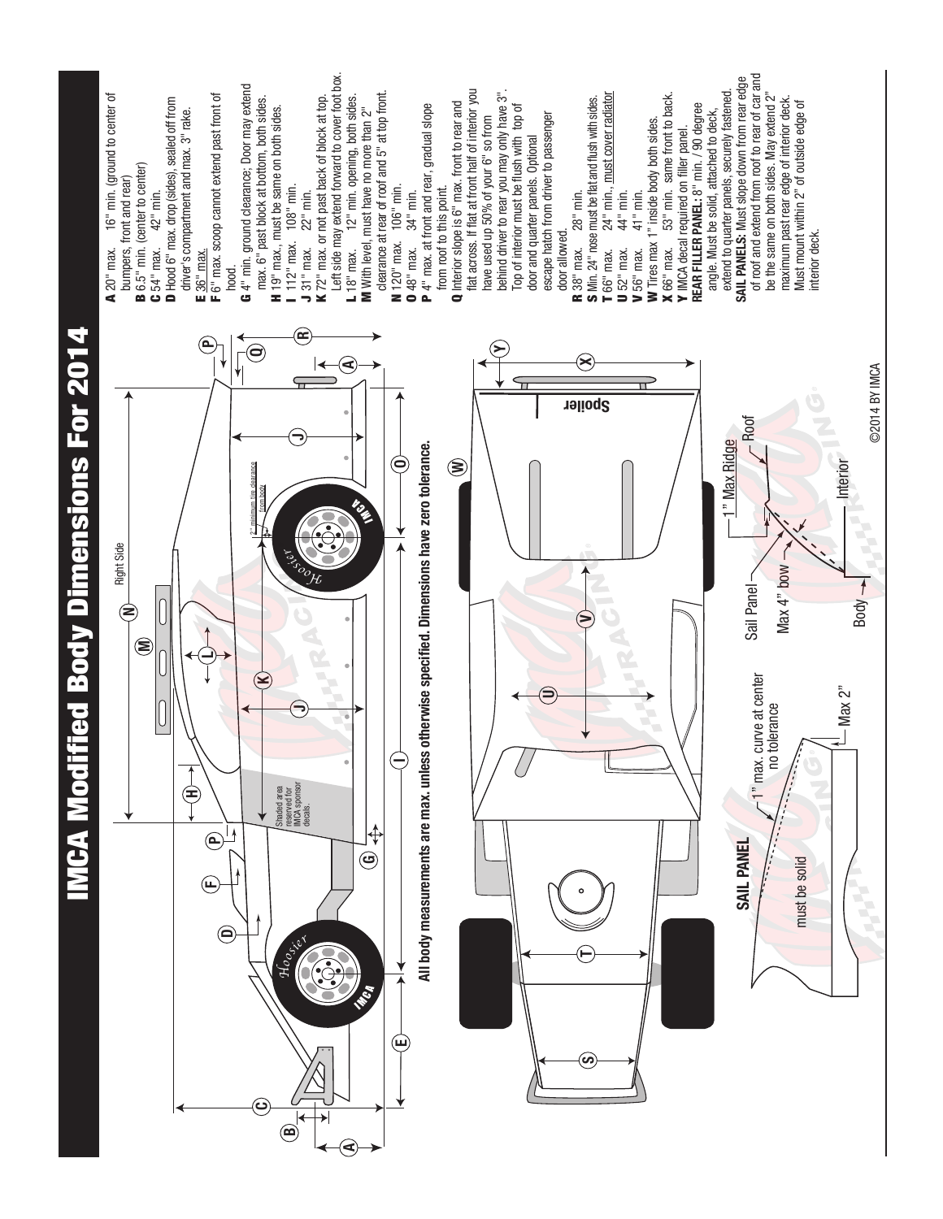# IMCA Modified Body Dimensions For 2014

**All body measurements are max. unless otherwise specified. Dimensions have zero tolerance.**

Right Side

Shaded area reserved for IMCA sponsor decals.

2" minimum tire clearance from body

Spoiler

**SAIL PANEL**

1" max. curve at center no tolerance

must be solid

Max 2"

1" Max Ridge

Roof

Sail Panel

Max 4" bow

Interior

Body

- **A** 20" max. 16" min. (ground to center of bumpers, front and rear)
- **B** 6.5" min. (center to center)
- **C** 54" max. 42" min.
- **D** Hood 6" max. drop (sides), sealed off from driver's compartment and max. 3" rake.
- **E** 36" max.
- **F** 6" max. scoop cannot extend past front of hood.
- **G** 4" min. ground clearance; Door may extend max. 6" past block at bottom, both sides.
- **H** 19" max., must be same on both sides.
- **I** 112" max. 108" min.
- **J** 31" max. 22" min.
- **K** 72" max. or not past back of block at top. Left side may extend forward to cover foot box.
- **L** 18" max. 12" min. opening, both sides.
- **M** With level, must have no more than 2" clearance at rear of roof and 5" at top front.
- **N** 120" max. 106" min.
- **O** 48" max. 34" min.
- **P** 4" max. at front and rear, gradual slope from roof to this point.
- **Q** Interior slope is 6" max. front to rear and flat across. If flat at front half of interior you have used up 50% of your 6" so from behind driver to rear you may only have 3". Top of interior must be flush with top of door and quarter panels. Optional escape hatch from driver to passenger door allowed.
- **R** 38" max. 28" min.
- **S** Min. 24" nose must be flat and flush with sides.
- **T** 66" max. 24" min., must cover radiator
- **U** 52" max. 44" min.
- **V** 56" max. 41" min.
- **W** Tires max 1" inside body both sides.
- **X** 66" max. 53" min. same front to back.
- **Y** IMCA decal required on filler panel.

**REAR FILLER PANEL:** 8" min. / 90 degree angle. Must be solid, attached to deck, extend to quarter panels, securely fastened.

**SAIL PANELS:** Must slope down from rear edge of roof and extend from roof to rear of car and be the same on both sides. May extend 2" maximum past rear edge of interior deck. Must mount within 2" of outside edge of interior deck.

©2014 BY IMCA